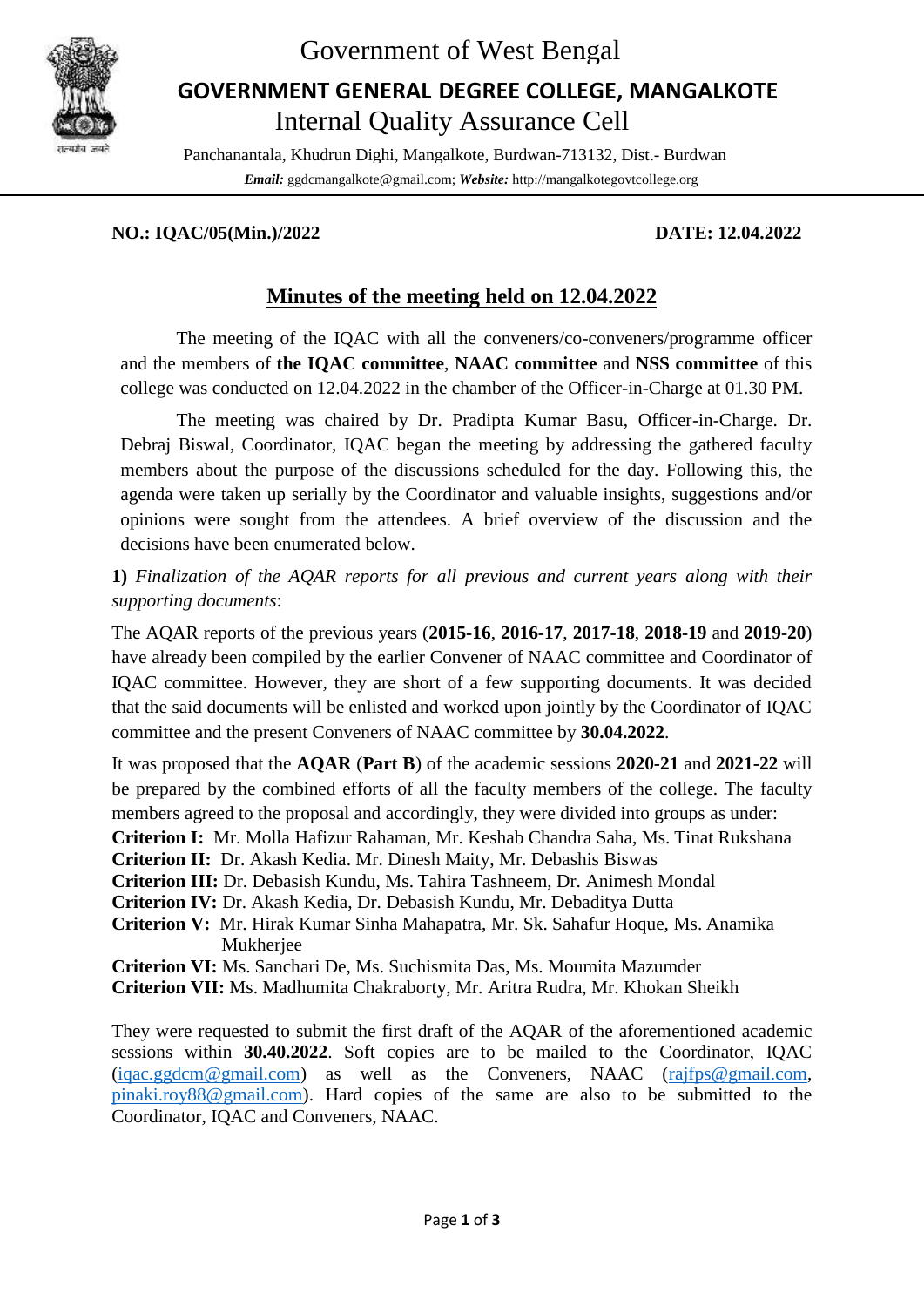Government of West Bengal

# GOVERNMENT GENERAL DEGREE COLLEGE, MANGALKOTE

## Internal Quality Assurance Cell

Panchanantala, Khudrun Dighi, Mangalkote, Burdwan-713132, Dist.- Burdwan

***Email:*** ggdcmangalkote@gmail.com; ***Website:*** http://mangalkotegovtcollege.org

**NO.: IQAC/05(Min.)/2022** **DATE: 12.04.2022**

## Minutes of the meeting held on 12.04.2022

The meeting of the IQAC with all the conveners/co-conveners/programme officer and the members of **the IQAC committee**, **NAAC committee** and **NSS committee** of this college was conducted on 12.04.2022 in the chamber of the Officer-in-Charge at 01.30 PM.

The meeting was chaired by Dr. Pradipta Kumar Basu, Officer-in-Charge. Dr. Debraj Biswal, Coordinator, IQAC began the meeting by addressing the gathered faculty members about the purpose of the discussions scheduled for the day. Following this, the agenda were taken up serially by the Coordinator and valuable insights, suggestions and/or opinions were sought from the attendees. A brief overview of the discussion and the decisions have been enumerated below.

**1)** *Finalization of the AQAR reports for all previous and current years along with their supporting documents*:

The AQAR reports of the previous years (**2015-16**, **2016-17**, **2017-18**, **2018-19** and **2019-20**) have already been compiled by the earlier Convener of NAAC committee and Coordinator of IQAC committee. However, they are short of a few supporting documents. It was decided that the said documents will be enlisted and worked upon jointly by the Coordinator of IQAC committee and the present Conveners of NAAC committee by **30.04.2022**.

It was proposed that the **AQAR** (**Part B**) of the academic sessions **2020-21** and **2021-22** will be prepared by the combined efforts of all the faculty members of the college. The faculty members agreed to the proposal and accordingly, they were divided into groups as under:

**Criterion I:** Mr. Molla Hafizur Rahaman, Mr. Keshab Chandra Saha, Ms. Tinat Rukshana
**Criterion II:** Dr. Akash Kedia. Mr. Dinesh Maity, Mr. Debashis Biswas
**Criterion III:** Dr. Debasish Kundu, Ms. Tahira Tashneem, Dr. Animesh Mondal
**Criterion IV:** Dr. Akash Kedia, Dr. Debasish Kundu, Mr. Debaditya Dutta
**Criterion V:** Mr. Hirak Kumar Sinha Mahapatra, Mr. Sk. Sahafur Hoque, Ms. Anamika Mukherjee
**Criterion VI:** Ms. Sanchari De, Ms. Suchismita Das, Ms. Moumita Mazumder
**Criterion VII:** Ms. Madhumita Chakraborty, Mr. Aritra Rudra, Mr. Khokan Sheikh

They were requested to submit the first draft of the AQAR of the aforementioned academic sessions within **30.40.2022**. Soft copies are to be mailed to the Coordinator, IQAC (iqac.ggdcm@gmail.com) as well as the Conveners, NAAC (rajfps@gmail.com, pinaki.roy88@gmail.com). Hard copies of the same are also to be submitted to the Coordinator, IQAC and Conveners, NAAC.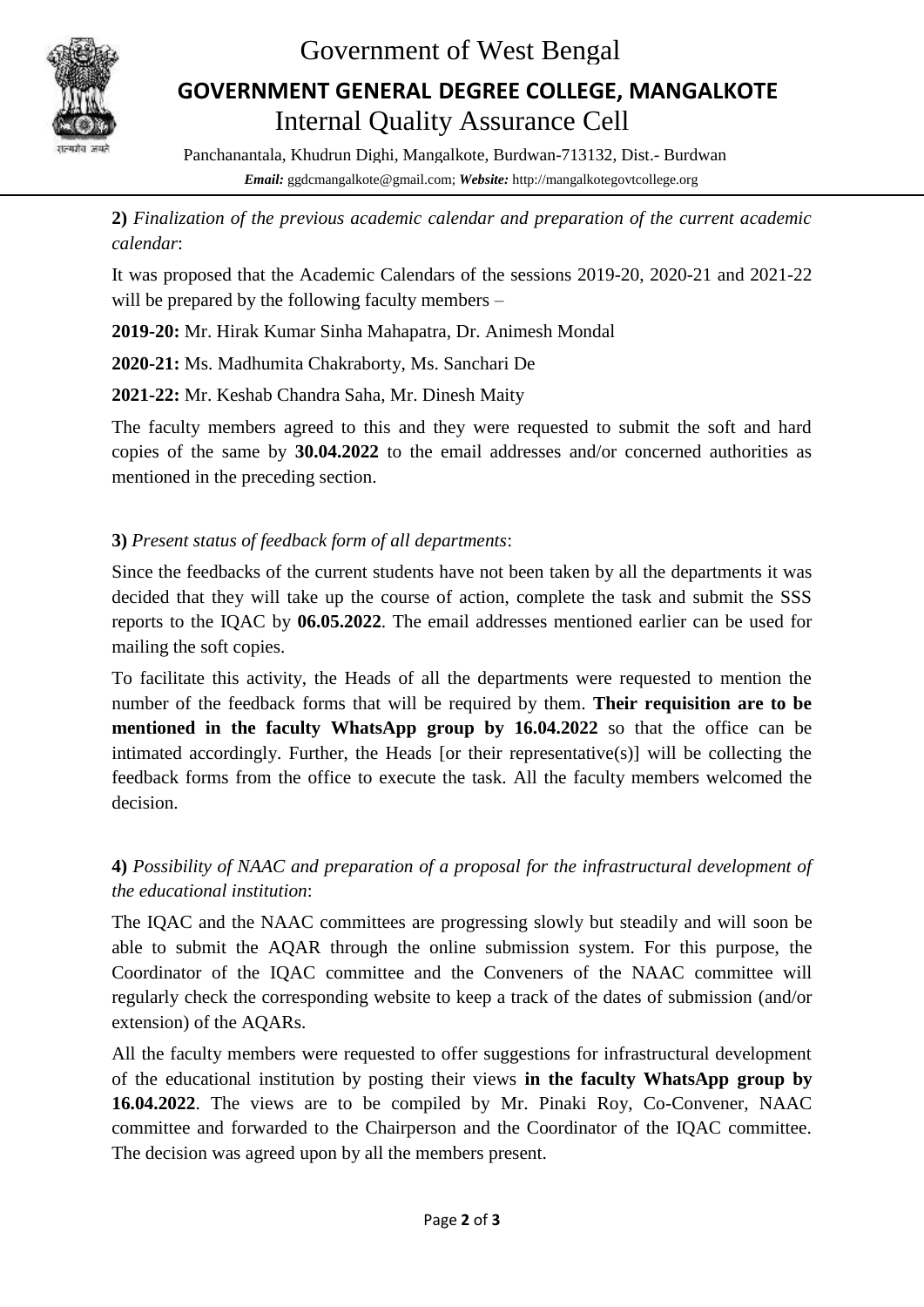Government of West Bengal

**GOVERNMENT GENERAL DEGREE COLLEGE, MANGALKOTE**

Internal Quality Assurance Cell

Panchanantala, Khudrun Dighi, Mangalkote, Burdwan-713132, Dist.- Burdwan

***Email:*** ggdcmangalkote@gmail.com; ***Website:*** http://mangalkotegovtcollege.org

---

**2)** *Finalization of the previous academic calendar and preparation of the current academic calendar*:

It was proposed that the Academic Calendars of the sessions 2019-20, 2020-21 and 2021-22 will be prepared by the following faculty members –

**2019-20:** Mr. Hirak Kumar Sinha Mahapatra, Dr. Animesh Mondal

**2020-21:** Ms. Madhumita Chakraborty, Ms. Sanchari De

**2021-22:** Mr. Keshab Chandra Saha, Mr. Dinesh Maity

The faculty members agreed to this and they were requested to submit the soft and hard copies of the same by **30.04.2022** to the email addresses and/or concerned authorities as mentioned in the preceding section.

**3)** *Present status of feedback form of all departments*:

Since the feedbacks of the current students have not been taken by all the departments it was decided that they will take up the course of action, complete the task and submit the SSS reports to the IQAC by **06.05.2022**. The email addresses mentioned earlier can be used for mailing the soft copies.

To facilitate this activity, the Heads of all the departments were requested to mention the number of the feedback forms that will be required by them. **Their requisition are to be mentioned in the faculty WhatsApp group by 16.04.2022** so that the office can be intimated accordingly. Further, the Heads [or their representative(s)] will be collecting the feedback forms from the office to execute the task. All the faculty members welcomed the decision.

**4)** *Possibility of NAAC and preparation of a proposal for the infrastructural development of the educational institution*:

The IQAC and the NAAC committees are progressing slowly but steadily and will soon be able to submit the AQAR through the online submission system. For this purpose, the Coordinator of the IQAC committee and the Conveners of the NAAC committee will regularly check the corresponding website to keep a track of the dates of submission (and/or extension) of the AQARs.

All the faculty members were requested to offer suggestions for infrastructural development of the educational institution by posting their views **in the faculty WhatsApp group by 16.04.2022**. The views are to be compiled by Mr. Pinaki Roy, Co-Convener, NAAC committee and forwarded to the Chairperson and the Coordinator of the IQAC committee. The decision was agreed upon by all the members present.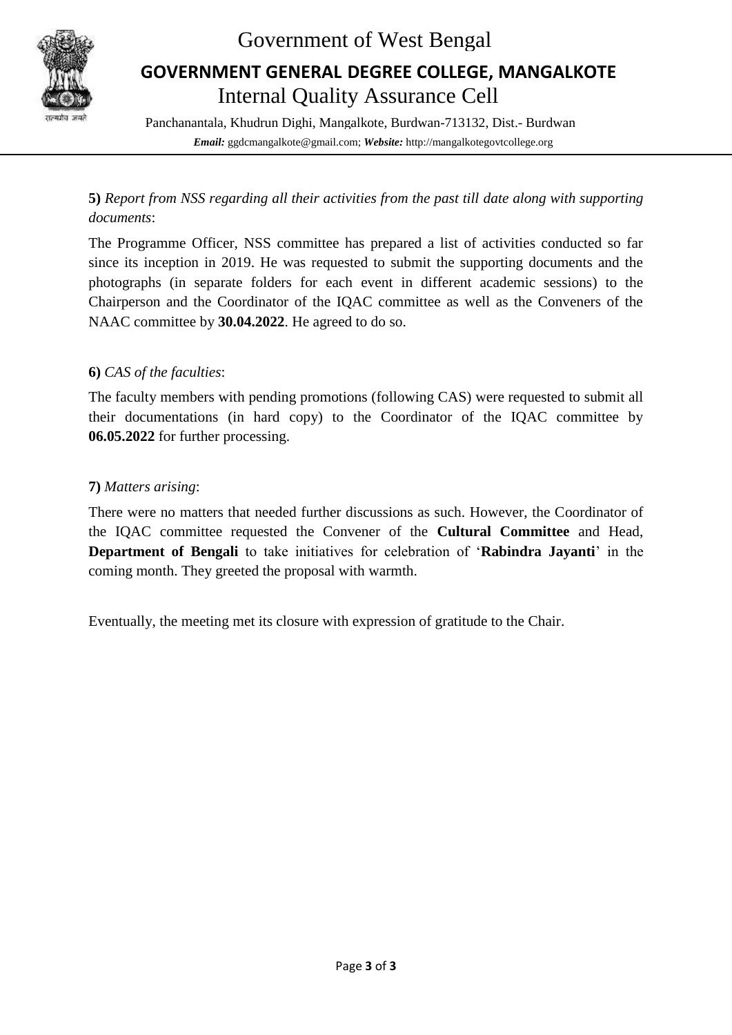Government of West Bengal

**GOVERNMENT GENERAL DEGREE COLLEGE, MANGALKOTE**

Internal Quality Assurance Cell

Panchanantala, Khudrun Dighi, Mangalkote, Burdwan-713132, Dist.- Burdwan

***Email:*** ggdcmangalkote@gmail.com; ***Website:*** http://mangalkotegovtcollege.org

**5)** *Report from NSS regarding all their activities from the past till date along with supporting documents*:

The Programme Officer, NSS committee has prepared a list of activities conducted so far since its inception in 2019. He was requested to submit the supporting documents and the photographs (in separate folders for each event in different academic sessions) to the Chairperson and the Coordinator of the IQAC committee as well as the Conveners of the NAAC committee by **30.04.2022**. He agreed to do so.

**6)** *CAS of the faculties*:

The faculty members with pending promotions (following CAS) were requested to submit all their documentations (in hard copy) to the Coordinator of the IQAC committee by **06.05.2022** for further processing.

**7)** *Matters arising*:

There were no matters that needed further discussions as such. However, the Coordinator of the IQAC committee requested the Convener of the **Cultural Committee** and Head, **Department of Bengali** to take initiatives for celebration of '**Rabindra Jayanti**' in the coming month. They greeted the proposal with warmth.

Eventually, the meeting met its closure with expression of gratitude to the Chair.